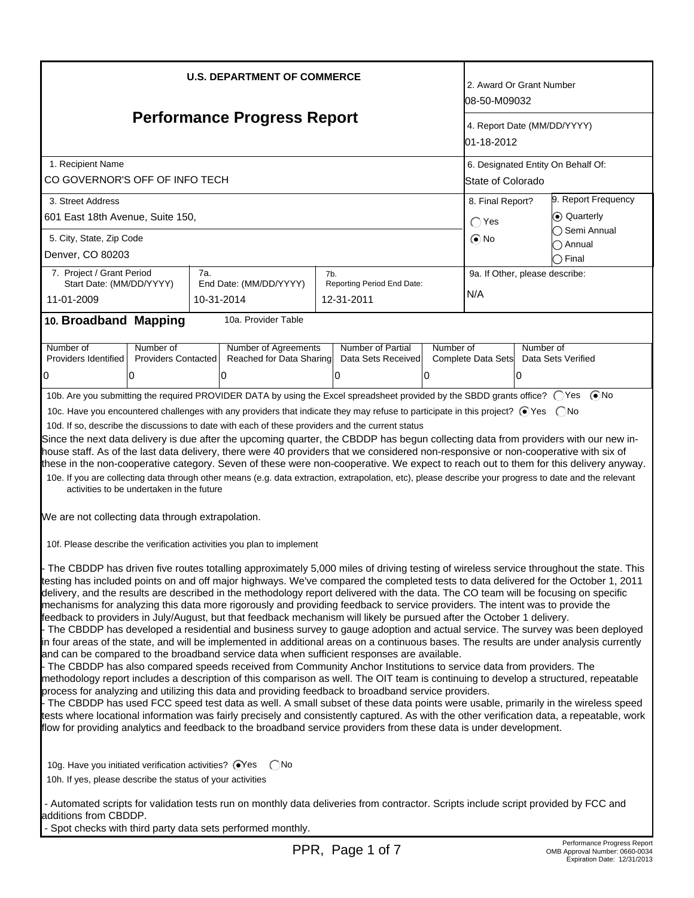## U.S. DEPARTMENT OF COMMERCE

# Performance Progress Report

| | |
|---|---|
| 2. Award Or Grant Number | 08-50-M09032 |
| 4. Report Date (MM/DD/YYYY) | 01-18-2012 |
| 1. Recipient Name | CO GOVERNOR'S OFF OF INFO TECH |
| 6. Designated Entity On Behalf Of: | State of Colorado |
| 3. Street Address | 601 East 18th Avenue, Suite 150, |
| 5. City, State, Zip Code | Denver, CO 80203 |
| 8. Final Report? | ◯ Yes ◉ No |
| 9. Report Frequency | ◉ Quarterly ◯ Semi Annual ◯ Annual ◯ Final |
| 7. Project / Grant Period Start Date: (MM/DD/YYYY) | 11-01-2009 |
| 7a. End Date: (MM/DD/YYYY) | 10-31-2014 |
| 7b. Reporting Period End Date: | 12-31-2011 |
| 9a. If Other, please describe: | N/A |

## 10. Broadband Mapping

10a. Provider Table

| Number of Providers Identified | Number of Providers Contacted | Number of Agreements Reached for Data Sharing | Number of Partial Data Sets Received | Number of Complete Data Sets | Number of Data Sets Verified |
|---|---|---|---|---|---|
| 0 | 0 | 0 | 0 | 0 | 0 |

10b. Are you submitting the required PROVIDER DATA by using the Excel spreadsheet provided by the SBDD grants office? ◯ Yes ◉ No

10c. Have you encountered challenges with any providers that indicate they may refuse to participate in this project? ◉ Yes ◯ No

10d. If so, describe the discussions to date with each of these providers and the current status

Since the next data delivery is due after the upcoming quarter, the CBDDP has begun collecting data from providers with our new in-house staff. As of the last data delivery, there were 40 providers that we considered non-responsive or non-cooperative with six of these in the non-cooperative category. Seven of these were non-cooperative. We expect to reach out to them for this delivery anyway.

10e. If you are collecting data through other means (e.g. data extraction, extrapolation, etc), please describe your progress to date and the relevant activities to be undertaken in the future

We are not collecting data through extrapolation.

10f. Please describe the verification activities you plan to implement

- The CBDDP has driven five routes totalling approximately 5,000 miles of driving testing of wireless service throughout the state. This testing has included points on and off major highways. We've compared the completed tests to data delivered for the October 1, 2011 delivery, and the results are described in the methodology report delivered with the data. The CO team will be focusing on specific mechanisms for analyzing this data more rigorously and providing feedback to service providers. The intent was to provide the feedback to providers in July/August, but that feedback mechanism will likely be pursued after the October 1 delivery.
- The CBDDP has developed a residential and business survey to gauge adoption and actual service. The survey was been deployed in four areas of the state, and will be implemented in additional areas on a continuous bases. The results are under analysis currently and can be compared to the broadband service data when sufficient responses are available.
- The CBDDP has also compared speeds received from Community Anchor Institutions to service data from providers. The methodology report includes a description of this comparison as well. The OIT team is continuing to develop a structured, repeatable process for analyzing and utilizing this data and providing feedback to broadband service providers.
- The CBDDP has used FCC speed test data as well. A small subset of these data points were usable, primarily in the wireless speed tests where locational information was fairly precisely and consistently captured. As with the other verification data, a repeatable, work flow for providing analytics and feedback to the broadband service providers from these data is under development.

10g. Have you initiated verification activities? ◉ Yes ◯ No

10h. If yes, please describe the status of your activities

- Automated scripts for validation tests run on monthly data deliveries from contractor. Scripts include script provided by FCC and additions from CBDDP.
- Spot checks with third party data sets performed monthly.

Performance Progress Report
OMB Approval Number: 0660-0034
Expiration Date: 12/31/2013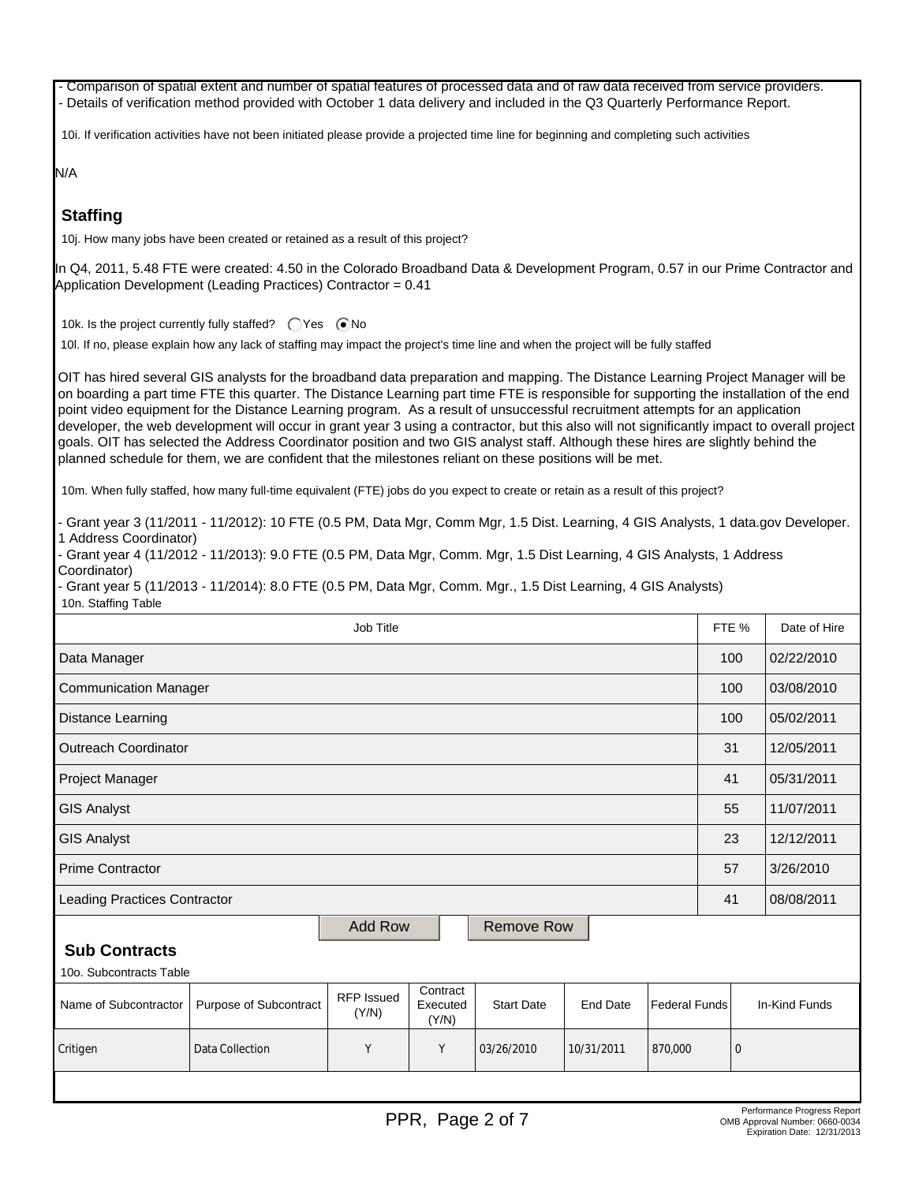- Comparison of spatial extent and number of spatial features of processed data and of raw data received from service providers.
- Details of verification method provided with October 1 data delivery and included in the Q3 Quarterly Performance Report.

10i. If verification activities have not been initiated please provide a projected time line for beginning and completing such activities

N/A

## Staffing

10j. How many jobs have been created or retained as a result of this project?

In Q4, 2011, 5.48 FTE were created: 4.50 in the Colorado Broadband Data & Development Program, 0.57 in our Prime Contractor and Application Development (Leading Practices) Contractor = 0.41

10k. Is the project currently fully staffed? ◯ Yes ◉ No

10l. If no, please explain how any lack of staffing may impact the project's time line and when the project will be fully staffed

OIT has hired several GIS analysts for the broadband data preparation and mapping. The Distance Learning Project Manager will be on boarding a part time FTE this quarter. The Distance Learning part time FTE is responsible for supporting the installation of the end point video equipment for the Distance Learning program. As a result of unsuccessful recruitment attempts for an application developer, the web development will occur in grant year 3 using a contractor, but this also will not significantly impact to overall project goals. OIT has selected the Address Coordinator position and two GIS analyst staff. Although these hires are slightly behind the planned schedule for them, we are confident that the milestones reliant on these positions will be met.

10m. When fully staffed, how many full-time equivalent (FTE) jobs do you expect to create or retain as a result of this project?

- Grant year 3 (11/2011 - 11/2012): 10 FTE (0.5 PM, Data Mgr, Comm Mgr, 1.5 Dist. Learning, 4 GIS Analysts, 1 data.gov Developer. 1 Address Coordinator)
- Grant year 4 (11/2012 - 11/2013): 9.0 FTE (0.5 PM, Data Mgr, Comm. Mgr, 1.5 Dist Learning, 4 GIS Analysts, 1 Address Coordinator)
- Grant year 5 (11/2013 - 11/2014): 8.0 FTE (0.5 PM, Data Mgr, Comm. Mgr., 1.5 Dist Learning, 4 GIS Analysts)

10n. Staffing Table

| Job Title | FTE % | Date of Hire |
|---|---|---|
| Data Manager | 100 | 02/22/2010 |
| Communication Manager | 100 | 03/08/2010 |
| Distance Learning | 100 | 05/02/2011 |
| Outreach Coordinator | 31 | 12/05/2011 |
| Project Manager | 41 | 05/31/2011 |
| GIS Analyst | 55 | 11/07/2011 |
| GIS Analyst | 23 | 12/12/2011 |
| Prime Contractor | 57 | 3/26/2010 |
| Leading Practices Contractor | 41 | 08/08/2011 |

## Sub Contracts

10o. Subcontracts Table

| Name of Subcontractor | Purpose of Subcontract | RFP Issued (Y/N) | Contract Executed (Y/N) | Start Date | End Date | Federal Funds | In-Kind Funds |
|---|---|---|---|---|---|---|---|
| Critigen | Data Collection | Y | Y | 03/26/2010 | 10/31/2011 | 870,000 | 0 |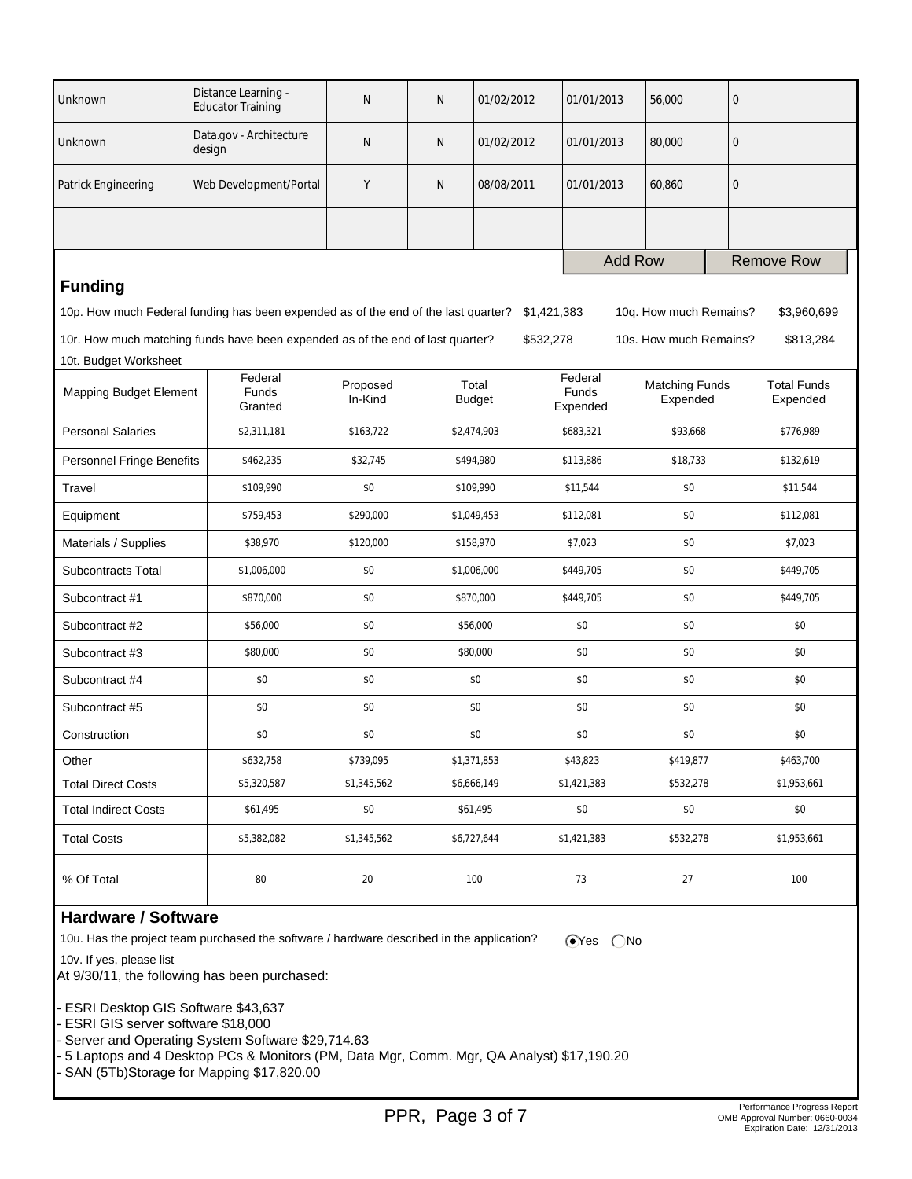| | | | | | | | |
|---|---|---|---|---|---|---|---|
| Unknown | Distance Learning - Educator Training | N | N | 01/02/2012 | 01/01/2013 | 56,000 | 0 |
| Unknown | Data.gov - Architecture design | N | N | 01/02/2012 | 01/01/2013 | 80,000 | 0 |
| Patrick Engineering | Web Development/Portal | Y | N | 08/08/2011 | 01/01/2013 | 60,860 | 0 |
| | | | | | | | |

Add Row | Remove Row

## Funding

10p. How much Federal funding has been expended as of the end of the last quarter? $1,421,383 10q. How much Remains? $3,960,699

10r. How much matching funds have been expended as of the end of last quarter? $532,278 10s. How much Remains? $813,284

10t. Budget Worksheet

| Mapping Budget Element | Federal Funds Granted | Proposed In-Kind | Total Budget | Federal Funds Expended | Matching Funds Expended | Total Funds Expended |
|---|---|---|---|---|---|---|
| Personal Salaries | $2,311,181 | $163,722 | $2,474,903 | $683,321 | $93,668 | $776,989 |
| Personnel Fringe Benefits | $462,235 | $32,745 | $494,980 | $113,886 | $18,733 | $132,619 |
| Travel | $109,990 | $0 | $109,990 | $11,544 | $0 | $11,544 |
| Equipment | $759,453 | $290,000 | $1,049,453 | $112,081 | $0 | $112,081 |
| Materials / Supplies | $38,970 | $120,000 | $158,970 | $7,023 | $0 | $7,023 |
| Subcontracts Total | $1,006,000 | $0 | $1,006,000 | $449,705 | $0 | $449,705 |
| Subcontract #1 | $870,000 | $0 | $870,000 | $449,705 | $0 | $449,705 |
| Subcontract #2 | $56,000 | $0 | $56,000 | $0 | $0 | $0 |
| Subcontract #3 | $80,000 | $0 | $80,000 | $0 | $0 | $0 |
| Subcontract #4 | $0 | $0 | $0 | $0 | $0 | $0 |
| Subcontract #5 | $0 | $0 | $0 | $0 | $0 | $0 |
| Construction | $0 | $0 | $0 | $0 | $0 | $0 |
| Other | $632,758 | $739,095 | $1,371,853 | $43,823 | $419,877 | $463,700 |
| Total Direct Costs | $5,320,587 | $1,345,562 | $6,666,149 | $1,421,383 | $532,278 | $1,953,661 |
| Total Indirect Costs | $61,495 | $0 | $61,495 | $0 | $0 | $0 |
| Total Costs | $5,382,082 | $1,345,562 | $6,727,644 | $1,421,383 | $532,278 | $1,953,661 |
| % Of Total | 80 | 20 | 100 | 73 | 27 | 100 |

## Hardware / Software

10u. Has the project team purchased the software / hardware described in the application? (●) Yes ( ) No

10v. If yes, please list

At 9/30/11, the following has been purchased:

- ESRI Desktop GIS Software $43,637
- ESRI GIS server software $18,000
- Server and Operating System Software $29,714.63
- 5 Laptops and 4 Desktop PCs & Monitors (PM, Data Mgr, Comm. Mgr, QA Analyst) $17,190.20
- SAN (5Tb)Storage for Mapping $17,820.00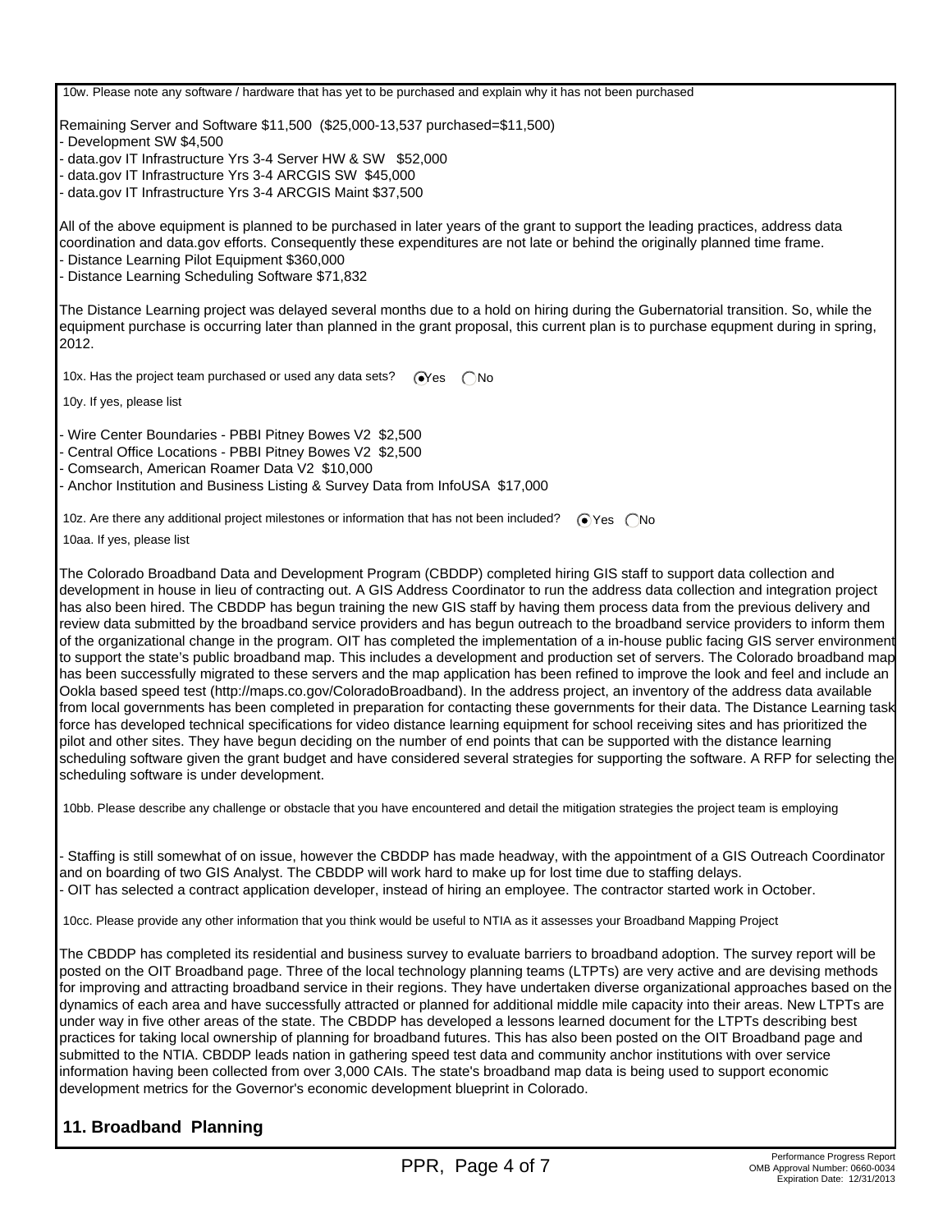10w. Please note any software / hardware that has yet to be purchased and explain why it has not been purchased

Remaining Server and Software $11,500 ($25,000-13,537 purchased=$11,500)
- Development SW $4,500
- data.gov IT Infrastructure Yrs 3-4 Server HW & SW $52,000
- data.gov IT Infrastructure Yrs 3-4 ARCGIS SW $45,000
- data.gov IT Infrastructure Yrs 3-4 ARCGIS Maint $37,500

All of the above equipment is planned to be purchased in later years of the grant to support the leading practices, address data coordination and data.gov efforts. Consequently these expenditures are not late or behind the originally planned time frame.
- Distance Learning Pilot Equipment $360,000
- Distance Learning Scheduling Software $71,832

The Distance Learning project was delayed several months due to a hold on hiring during the Gubernatorial transition. So, while the equipment purchase is occurring later than planned in the grant proposal, this current plan is to purchase equpment during in spring, 2012.

10x. Has the project team purchased or used any data sets? (•) Yes ( ) No

10y. If yes, please list

- Wire Center Boundaries - PBBI Pitney Bowes V2 $2,500
- Central Office Locations - PBBI Pitney Bowes V2 $2,500
- Comsearch, American Roamer Data V2 $10,000
- Anchor Institution and Business Listing & Survey Data from InfoUSA $17,000

10z. Are there any additional project milestones or information that has not been included? (•) Yes ( ) No

10aa. If yes, please list

The Colorado Broadband Data and Development Program (CBDDP) completed hiring GIS staff to support data collection and development in house in lieu of contracting out. A GIS Address Coordinator to run the address data collection and integration project has also been hired. The CBDDP has begun training the new GIS staff by having them process data from the previous delivery and review data submitted by the broadband service providers and has begun outreach to the broadband service providers to inform them of the organizational change in the program. OIT has completed the implementation of a in-house public facing GIS server environment to support the state's public broadband map. This includes a development and production set of servers. The Colorado broadband map has been successfully migrated to these servers and the map application has been refined to improve the look and feel and include an Ookla based speed test (http://maps.co.gov/ColoradoBroadband). In the address project, an inventory of the address data available from local governments has been completed in preparation for contacting these governments for their data. The Distance Learning task force has developed technical specifications for video distance learning equipment for school receiving sites and has prioritized the pilot and other sites. They have begun deciding on the number of end points that can be supported with the distance learning scheduling software given the grant budget and have considered several strategies for supporting the software. A RFP for selecting the scheduling software is under development.

10bb. Please describe any challenge or obstacle that you have encountered and detail the mitigation strategies the project team is employing

- Staffing is still somewhat of on issue, however the CBDDP has made headway, with the appointment of a GIS Outreach Coordinator and on boarding of two GIS Analyst. The CBDDP will work hard to make up for lost time due to staffing delays.
- OIT has selected a contract application developer, instead of hiring an employee. The contractor started work in October.

10cc. Please provide any other information that you think would be useful to NTIA as it assesses your Broadband Mapping Project

The CBDDP has completed its residential and business survey to evaluate barriers to broadband adoption. The survey report will be posted on the OIT Broadband page. Three of the local technology planning teams (LTPTs) are very active and are devising methods for improving and attracting broadband service in their regions. They have undertaken diverse organizational approaches based on the dynamics of each area and have successfully attracted or planned for additional middle mile capacity into their areas. New LTPTs are under way in five other areas of the state. The CBDDP has developed a lessons learned document for the LTPTs describing best practices for taking local ownership of planning for broadband futures. This has also been posted on the OIT Broadband page and submitted to the NTIA. CBDDP leads nation in gathering speed test data and community anchor institutions with over service information having been collected from over 3,000 CAIs. The state's broadband map data is being used to support economic development metrics for the Governor's economic development blueprint in Colorado.

## 11. Broadband Planning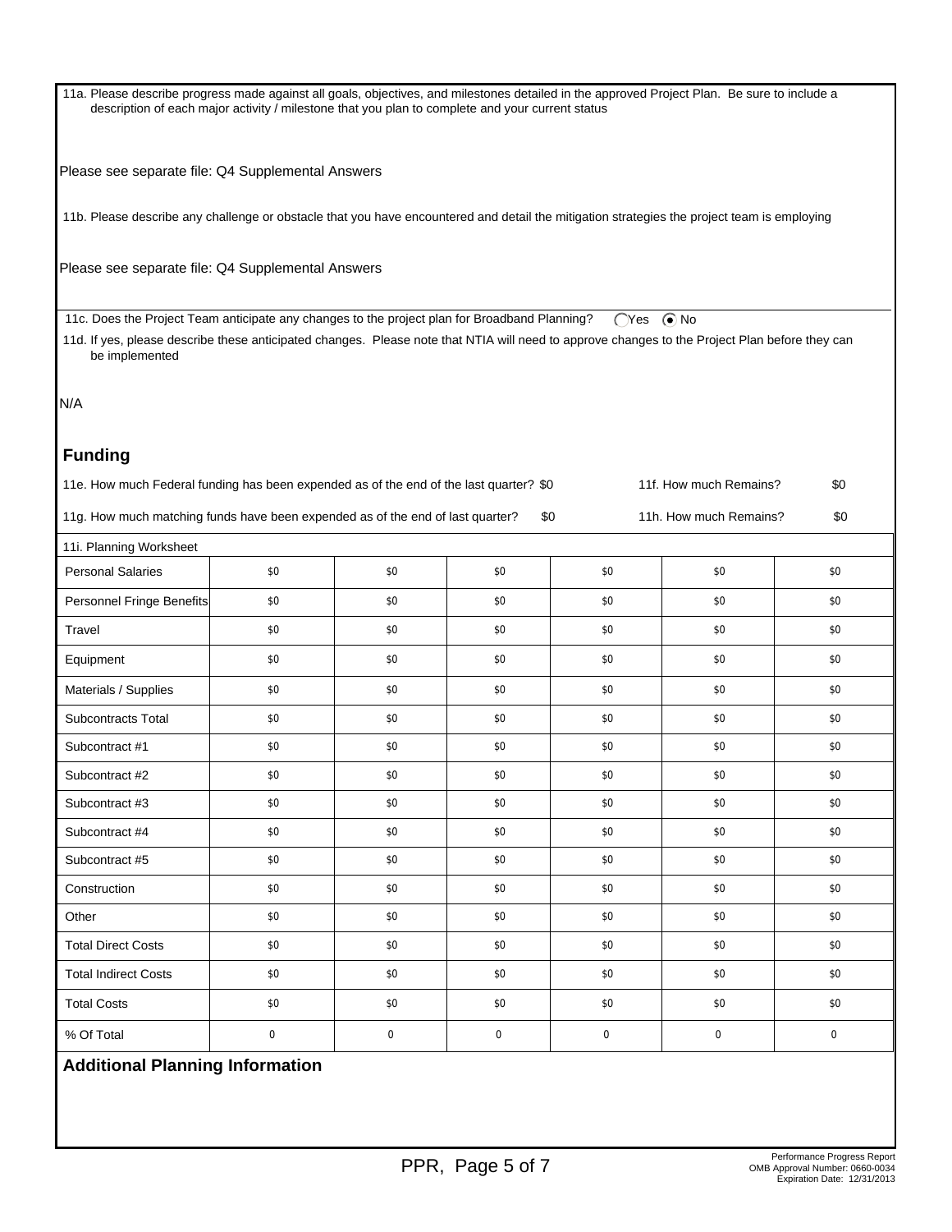11a. Please describe progress made against all goals, objectives, and milestones detailed in the approved Project Plan. Be sure to include a description of each major activity / milestone that you plan to complete and your current status

Please see separate file: Q4 Supplemental Answers

11b. Please describe any challenge or obstacle that you have encountered and detail the mitigation strategies the project team is employing

Please see separate file: Q4 Supplemental Answers

11c. Does the Project Team anticipate any changes to the project plan for Broadband Planning? ◯ Yes ◉ No

11d. If yes, please describe these anticipated changes. Please note that NTIA will need to approve changes to the Project Plan before they can be implemented

N/A

## Funding

11e. How much Federal funding has been expended as of the end of the last quarter? $0 11f. How much Remains? $0

11g. How much matching funds have been expended as of the end of last quarter? $0 11h. How much Remains? $0

11i. Planning Worksheet

| | | | | | | |
|---|---|---|---|---|---|---|
| Personal Salaries | $0 | $0 | $0 | $0 | $0 | $0 |
| Personnel Fringe Benefits | $0 | $0 | $0 | $0 | $0 | $0 |
| Travel | $0 | $0 | $0 | $0 | $0 | $0 |
| Equipment | $0 | $0 | $0 | $0 | $0 | $0 |
| Materials / Supplies | $0 | $0 | $0 | $0 | $0 | $0 |
| Subcontracts Total | $0 | $0 | $0 | $0 | $0 | $0 |
| Subcontract #1 | $0 | $0 | $0 | $0 | $0 | $0 |
| Subcontract #2 | $0 | $0 | $0 | $0 | $0 | $0 |
| Subcontract #3 | $0 | $0 | $0 | $0 | $0 | $0 |
| Subcontract #4 | $0 | $0 | $0 | $0 | $0 | $0 |
| Subcontract #5 | $0 | $0 | $0 | $0 | $0 | $0 |
| Construction | $0 | $0 | $0 | $0 | $0 | $0 |
| Other | $0 | $0 | $0 | $0 | $0 | $0 |
| Total Direct Costs | $0 | $0 | $0 | $0 | $0 | $0 |
| Total Indirect Costs | $0 | $0 | $0 | $0 | $0 | $0 |
| Total Costs | $0 | $0 | $0 | $0 | $0 | $0 |
| % Of Total | 0 | 0 | 0 | 0 | 0 | 0 |

## Additional Planning Information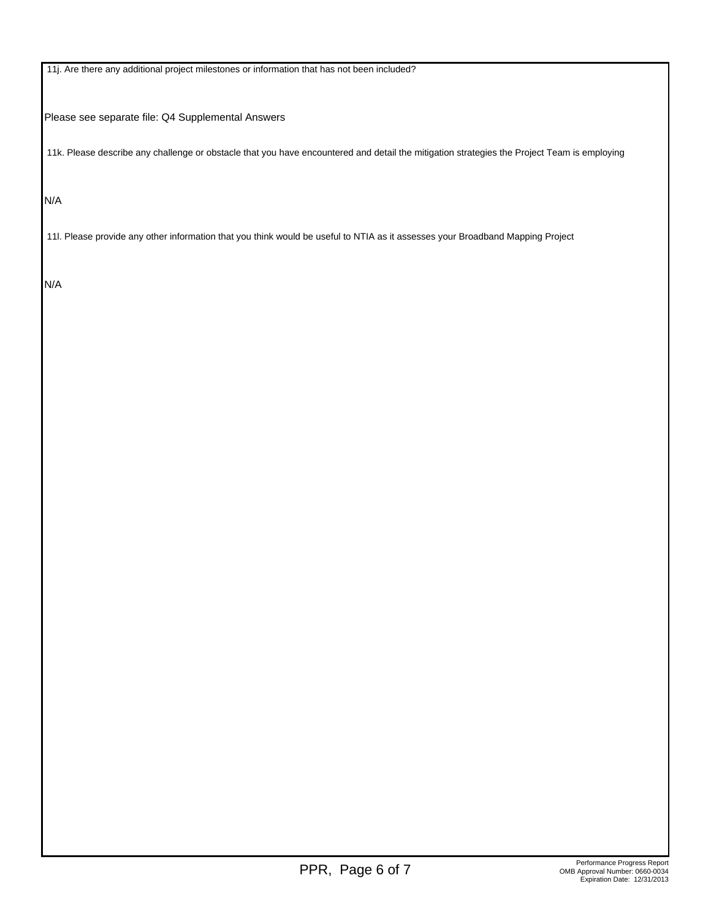11j. Are there any additional project milestones or information that has not been included?

Please see separate file: Q4 Supplemental Answers

11k. Please describe any challenge or obstacle that you have encountered and detail the mitigation strategies the Project Team is employing

N/A

11l. Please provide any other information that you think would be useful to NTIA as it assesses your Broadband Mapping Project

N/A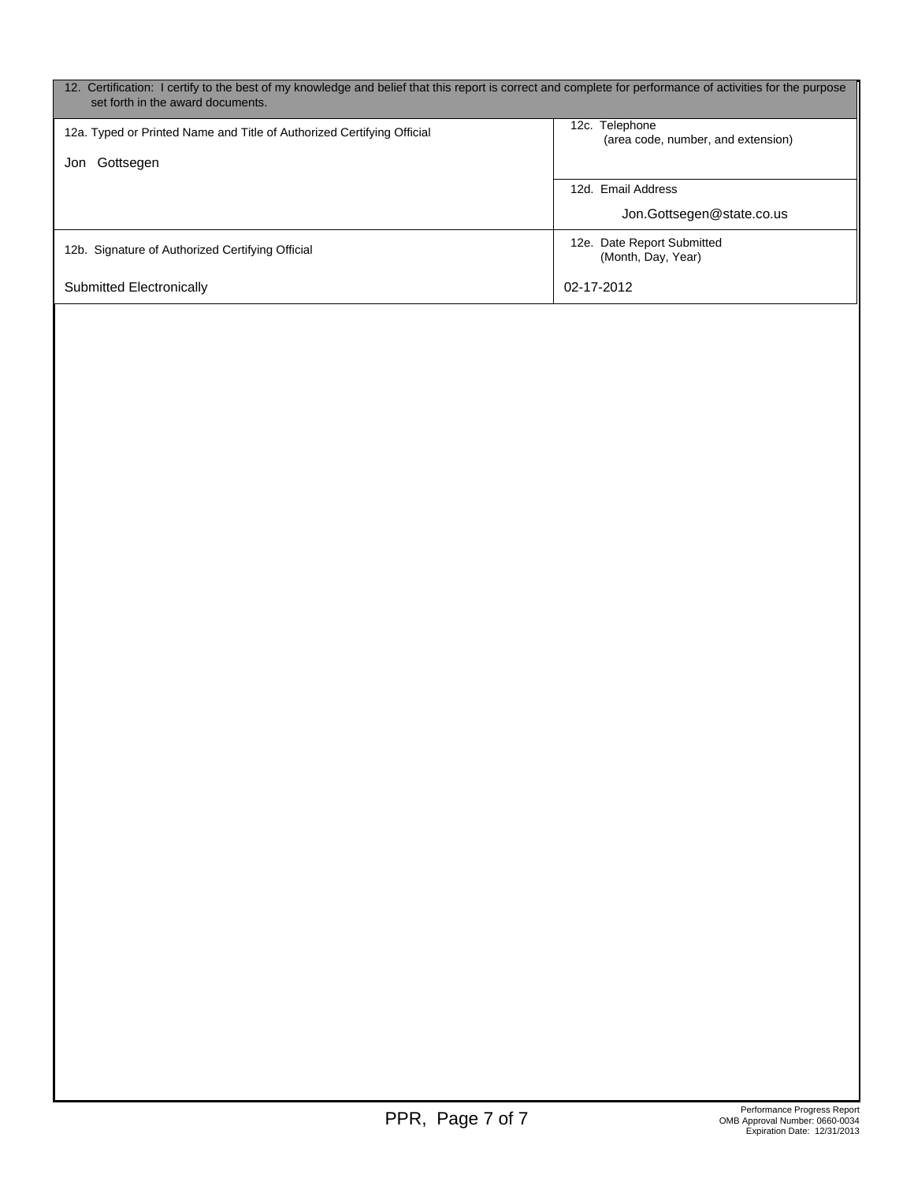12. Certification: I certify to the best of my knowledge and belief that this report is correct and complete for performance of activities for the purpose set forth in the award documents.

| | |
|---|---|
| 12a. Typed or Printed Name and Title of Authorized Certifying Official<br><br>Jon Gottsegen | 12c. Telephone (area code, number, and extension)<br><br>12d. Email Address<br><br>Jon.Gottsegen@state.co.us |
| 12b. Signature of Authorized Certifying Official<br><br>Submitted Electronically | 12e. Date Report Submitted (Month, Day, Year)<br><br>02-17-2012 |